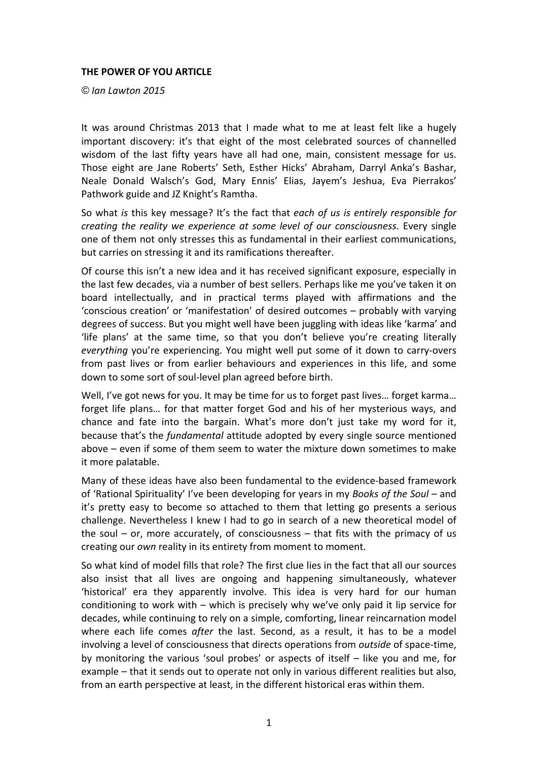**THE POWER OF YOU ARTICLE**

*© Ian Lawton 2015*

It was around Christmas 2013 that I made what to me at least felt like a hugely important discovery: it's that eight of the most celebrated sources of channelled wisdom of the last fifty years have all had one, main, consistent message for us. Those eight are Jane Roberts' Seth, Esther Hicks' Abraham, Darryl Anka's Bashar, Neale Donald Walsch's God, Mary Ennis' Elias, Jayem's Jeshua, Eva Pierrakos' Pathwork guide and JZ Knight's Ramtha.

So what *is* this key message? It's the fact that *each of us is entirely responsible for creating the reality we experience at some level of our consciousness*. Every single one of them not only stresses this as fundamental in their earliest communications, but carries on stressing it and its ramifications thereafter.

Of course this isn't a new idea and it has received significant exposure, especially in the last few decades, via a number of best sellers. Perhaps like me you've taken it on board intellectually, and in practical terms played with affirmations and the 'conscious creation' or 'manifestation' of desired outcomes – probably with varying degrees of success. But you might well have been juggling with ideas like 'karma' and 'life plans' at the same time, so that you don't believe you're creating literally *everything* you're experiencing. You might well put some of it down to carry-overs from past lives or from earlier behaviours and experiences in this life, and some down to some sort of soul-level plan agreed before birth.

Well, I've got news for you. It may be time for us to forget past lives… forget karma… forget life plans… for that matter forget God and his of her mysterious ways, and chance and fate into the bargain. What's more don't just take my word for it, because that's the *fundamental* attitude adopted by every single source mentioned above – even if some of them seem to water the mixture down sometimes to make it more palatable.

Many of these ideas have also been fundamental to the evidence-based framework of 'Rational Spirituality' I've been developing for years in my *Books of the Soul* – and it's pretty easy to become so attached to them that letting go presents a serious challenge. Nevertheless I knew I had to go in search of a new theoretical model of the soul – or, more accurately, of consciousness – that fits with the primacy of us creating our *own* reality in its entirety from moment to moment.

So what kind of model fills that role? The first clue lies in the fact that all our sources also insist that all lives are ongoing and happening simultaneously, whatever 'historical' era they apparently involve. This idea is very hard for our human conditioning to work with – which is precisely why we've only paid it lip service for decades, while continuing to rely on a simple, comforting, linear reincarnation model where each life comes *after* the last. Second, as a result, it has to be a model involving a level of consciousness that directs operations from *outside* of space-time, by monitoring the various 'soul probes' or aspects of itself – like you and me, for example – that it sends out to operate not only in various different realities but also, from an earth perspective at least, in the different historical eras within them.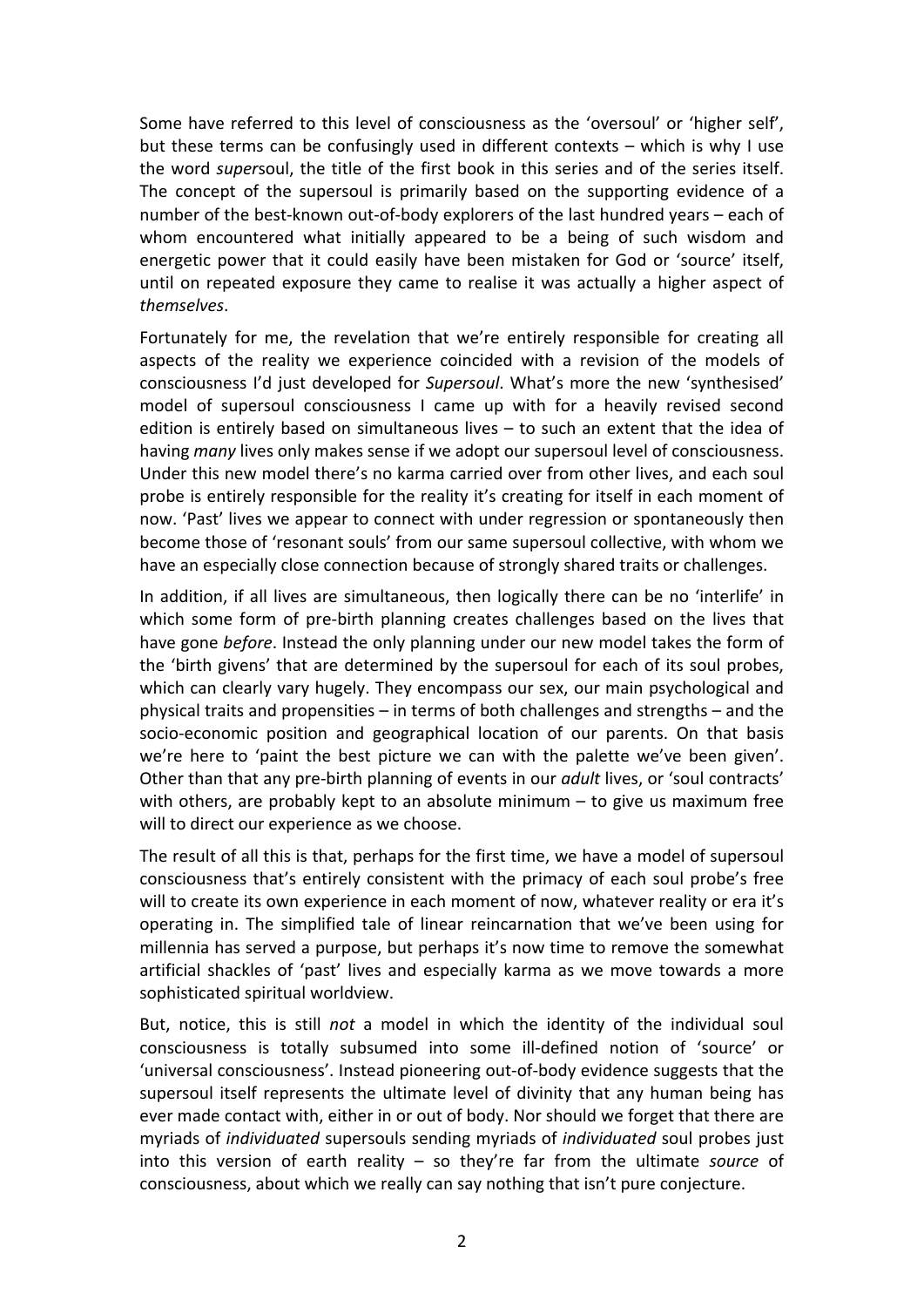Some have referred to this level of consciousness as the 'oversoul' or 'higher self', but these terms can be confusingly used in different contexts – which is why I use the word *super*soul, the title of the first book in this series and of the series itself. The concept of the supersoul is primarily based on the supporting evidence of a number of the best-known out-of-body explorers of the last hundred years – each of whom encountered what initially appeared to be a being of such wisdom and energetic power that it could easily have been mistaken for God or 'source' itself, until on repeated exposure they came to realise it was actually a higher aspect of *themselves*.

Fortunately for me, the revelation that we're entirely responsible for creating all aspects of the reality we experience coincided with a revision of the models of consciousness I'd just developed for *Supersoul*. What's more the new 'synthesised' model of supersoul consciousness I came up with for a heavily revised second edition is entirely based on simultaneous lives – to such an extent that the idea of having *many* lives only makes sense if we adopt our supersoul level of consciousness. Under this new model there's no karma carried over from other lives, and each soul probe is entirely responsible for the reality it's creating for itself in each moment of now. 'Past' lives we appear to connect with under regression or spontaneously then become those of 'resonant souls' from our same supersoul collective, with whom we have an especially close connection because of strongly shared traits or challenges.

In addition, if all lives are simultaneous, then logically there can be no 'interlife' in which some form of pre-birth planning creates challenges based on the lives that have gone *before*. Instead the only planning under our new model takes the form of the 'birth givens' that are determined by the supersoul for each of its soul probes, which can clearly vary hugely. They encompass our sex, our main psychological and physical traits and propensities – in terms of both challenges and strengths – and the socio-economic position and geographical location of our parents. On that basis we're here to 'paint the best picture we can with the palette we've been given'. Other than that any pre-birth planning of events in our *adult* lives, or 'soul contracts' with others, are probably kept to an absolute minimum – to give us maximum free will to direct our experience as we choose.

The result of all this is that, perhaps for the first time, we have a model of supersoul consciousness that's entirely consistent with the primacy of each soul probe's free will to create its own experience in each moment of now, whatever reality or era it's operating in. The simplified tale of linear reincarnation that we've been using for millennia has served a purpose, but perhaps it's now time to remove the somewhat artificial shackles of 'past' lives and especially karma as we move towards a more sophisticated spiritual worldview.

But, notice, this is still *not* a model in which the identity of the individual soul consciousness is totally subsumed into some ill-defined notion of 'source' or 'universal consciousness'. Instead pioneering out-of-body evidence suggests that the supersoul itself represents the ultimate level of divinity that any human being has ever made contact with, either in or out of body. Nor should we forget that there are myriads of *individuated* supersouls sending myriads of *individuated* soul probes just into this version of earth reality – so they're far from the ultimate *source* of consciousness, about which we really can say nothing that isn't pure conjecture.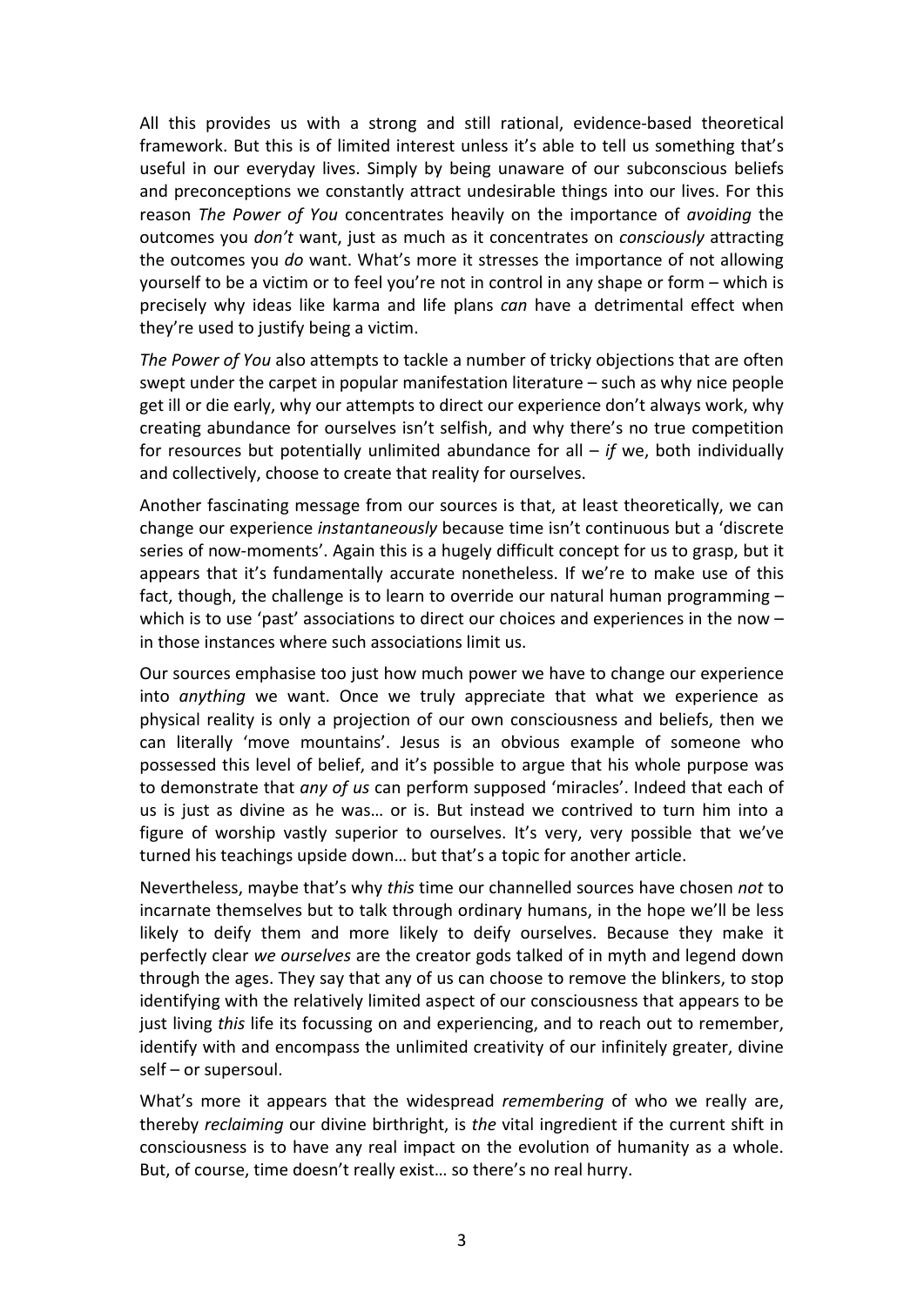All this provides us with a strong and still rational, evidence-based theoretical framework. But this is of limited interest unless it's able to tell us something that's useful in our everyday lives. Simply by being unaware of our subconscious beliefs and preconceptions we constantly attract undesirable things into our lives. For this reason *The Power of You* concentrates heavily on the importance of *avoiding* the outcomes you *don't* want, just as much as it concentrates on *consciously* attracting the outcomes you *do* want. What's more it stresses the importance of not allowing yourself to be a victim or to feel you're not in control in any shape or form – which is precisely why ideas like karma and life plans *can* have a detrimental effect when they're used to justify being a victim.

*The Power of You* also attempts to tackle a number of tricky objections that are often swept under the carpet in popular manifestation literature – such as why nice people get ill or die early, why our attempts to direct our experience don't always work, why creating abundance for ourselves isn't selfish, and why there's no true competition for resources but potentially unlimited abundance for all – *if* we, both individually and collectively, choose to create that reality for ourselves.

Another fascinating message from our sources is that, at least theoretically, we can change our experience *instantaneously* because time isn't continuous but a 'discrete series of now-moments'. Again this is a hugely difficult concept for us to grasp, but it appears that it's fundamentally accurate nonetheless. If we're to make use of this fact, though, the challenge is to learn to override our natural human programming – which is to use 'past' associations to direct our choices and experiences in the now – in those instances where such associations limit us.

Our sources emphasise too just how much power we have to change our experience into *anything* we want. Once we truly appreciate that what we experience as physical reality is only a projection of our own consciousness and beliefs, then we can literally 'move mountains'. Jesus is an obvious example of someone who possessed this level of belief, and it's possible to argue that his whole purpose was to demonstrate that *any of us* can perform supposed 'miracles'. Indeed that each of us is just as divine as he was… or is. But instead we contrived to turn him into a figure of worship vastly superior to ourselves. It's very, very possible that we've turned his teachings upside down… but that's a topic for another article.

Nevertheless, maybe that's why *this* time our channelled sources have chosen *not* to incarnate themselves but to talk through ordinary humans, in the hope we'll be less likely to deify them and more likely to deify ourselves. Because they make it perfectly clear *we ourselves* are the creator gods talked of in myth and legend down through the ages. They say that any of us can choose to remove the blinkers, to stop identifying with the relatively limited aspect of our consciousness that appears to be just living *this* life its focussing on and experiencing, and to reach out to remember, identify with and encompass the unlimited creativity of our infinitely greater, divine self – or supersoul.

What's more it appears that the widespread *remembering* of who we really are, thereby *reclaiming* our divine birthright, is *the* vital ingredient if the current shift in consciousness is to have any real impact on the evolution of humanity as a whole. But, of course, time doesn't really exist… so there's no real hurry.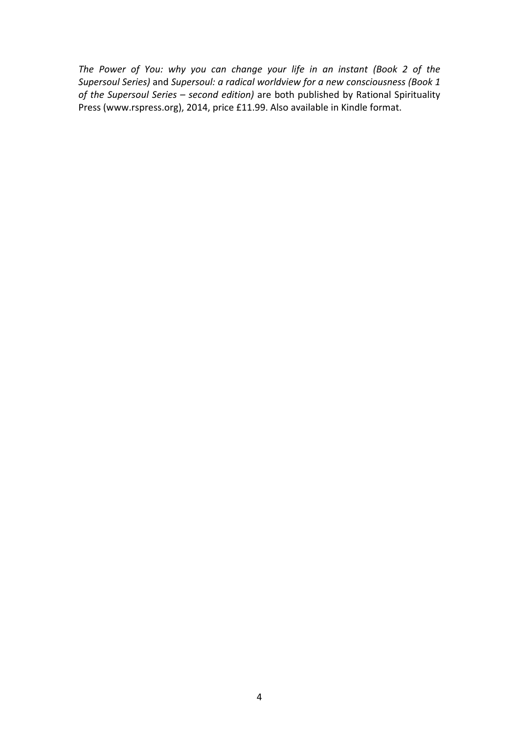*The Power of You: why you can change your life in an instant (Book 2 of the Supersoul Series)* and *Supersoul: a radical worldview for a new consciousness (Book 1 of the Supersoul Series – second edition)* are both published by Rational Spirituality Press (www.rspress.org), 2014, price £11.99. Also available in Kindle format.